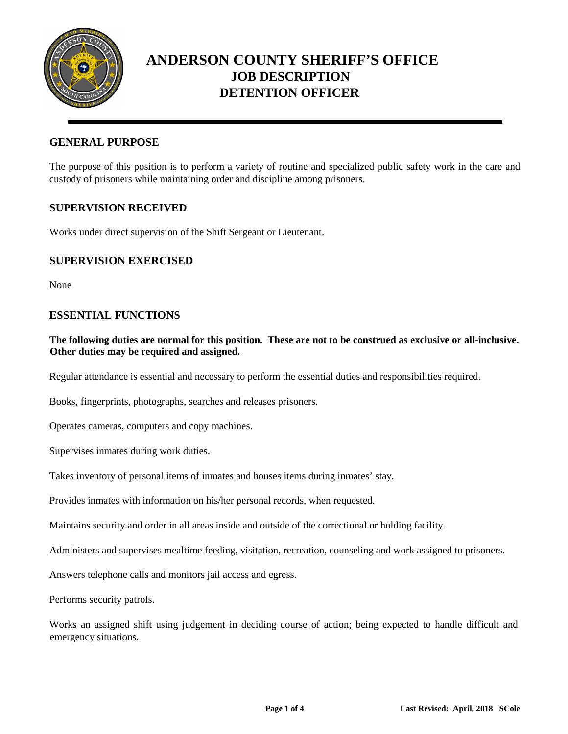# ANDERSON COUNTY SHERIFF'S OFFICE
## JOB DESCRIPTION
## DETENTION OFFICER

## GENERAL PURPOSE

The purpose of this position is to perform a variety of routine and specialized public safety work in the care and custody of prisoners while maintaining order and discipline among prisoners.

## SUPERVISION RECEIVED

Works under direct supervision of the Shift Sergeant or Lieutenant.

## SUPERVISION EXERCISED

None

## ESSENTIAL FUNCTIONS

**The following duties are normal for this position. These are not to be construed as exclusive or all-inclusive. Other duties may be required and assigned.**

Regular attendance is essential and necessary to perform the essential duties and responsibilities required.

Books, fingerprints, photographs, searches and releases prisoners.

Operates cameras, computers and copy machines.

Supervises inmates during work duties.

Takes inventory of personal items of inmates and houses items during inmates' stay.

Provides inmates with information on his/her personal records, when requested.

Maintains security and order in all areas inside and outside of the correctional or holding facility.

Administers and supervises mealtime feeding, visitation, recreation, counseling and work assigned to prisoners.

Answers telephone calls and monitors jail access and egress.

Performs security patrols.

Works an assigned shift using judgement in deciding course of action; being expected to handle difficult and emergency situations.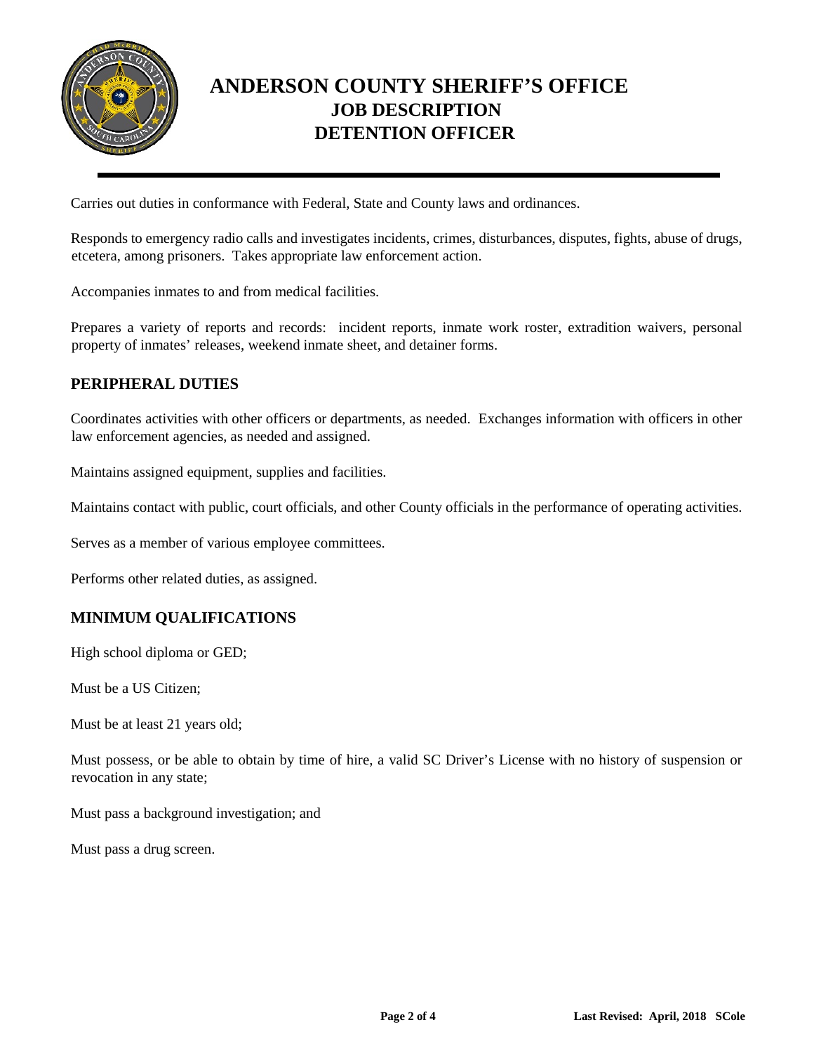# ANDERSON COUNTY SHERIFF'S OFFICE
## JOB DESCRIPTION
## DETENTION OFFICER

Carries out duties in conformance with Federal, State and County laws and ordinances.

Responds to emergency radio calls and investigates incidents, crimes, disturbances, disputes, fights, abuse of drugs, etcetera, among prisoners. Takes appropriate law enforcement action.

Accompanies inmates to and from medical facilities.

Prepares a variety of reports and records: incident reports, inmate work roster, extradition waivers, personal property of inmates' releases, weekend inmate sheet, and detainer forms.

### PERIPHERAL DUTIES

Coordinates activities with other officers or departments, as needed. Exchanges information with officers in other law enforcement agencies, as needed and assigned.

Maintains assigned equipment, supplies and facilities.

Maintains contact with public, court officials, and other County officials in the performance of operating activities.

Serves as a member of various employee committees.

Performs other related duties, as assigned.

### MINIMUM QUALIFICATIONS

High school diploma or GED;

Must be a US Citizen;

Must be at least 21 years old;

Must possess, or be able to obtain by time of hire, a valid SC Driver's License with no history of suspension or revocation in any state;

Must pass a background investigation; and

Must pass a drug screen.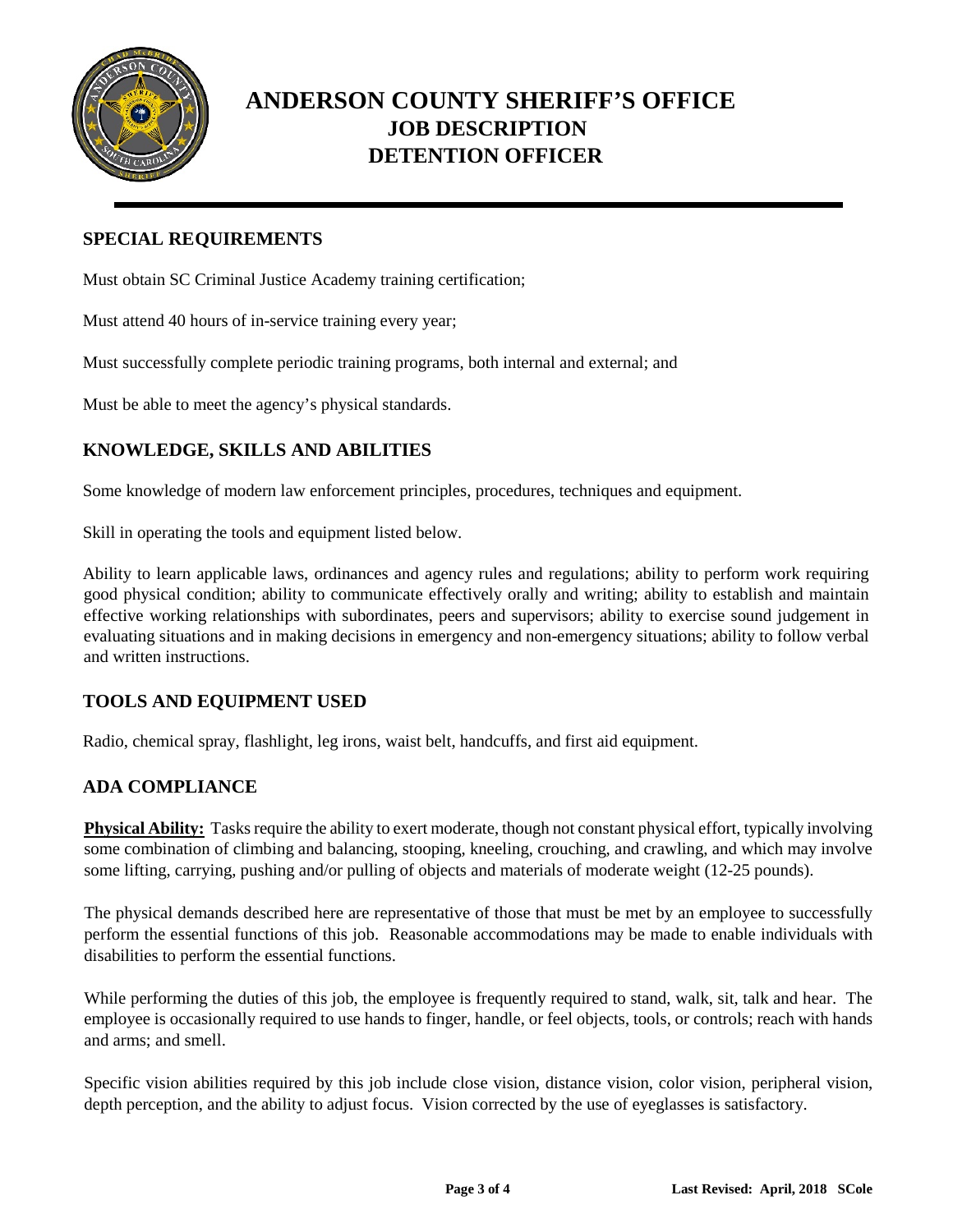# ANDERSON COUNTY SHERIFF'S OFFICE
## JOB DESCRIPTION
## DETENTION OFFICER

## SPECIAL REQUIREMENTS

Must obtain SC Criminal Justice Academy training certification;

Must attend 40 hours of in-service training every year;

Must successfully complete periodic training programs, both internal and external; and

Must be able to meet the agency's physical standards.

## KNOWLEDGE, SKILLS AND ABILITIES

Some knowledge of modern law enforcement principles, procedures, techniques and equipment.

Skill in operating the tools and equipment listed below.

Ability to learn applicable laws, ordinances and agency rules and regulations; ability to perform work requiring good physical condition; ability to communicate effectively orally and writing; ability to establish and maintain effective working relationships with subordinates, peers and supervisors; ability to exercise sound judgement in evaluating situations and in making decisions in emergency and non-emergency situations; ability to follow verbal and written instructions.

## TOOLS AND EQUIPMENT USED

Radio, chemical spray, flashlight, leg irons, waist belt, handcuffs, and first aid equipment.

## ADA COMPLIANCE

**Physical Ability:** Tasks require the ability to exert moderate, though not constant physical effort, typically involving some combination of climbing and balancing, stooping, kneeling, crouching, and crawling, and which may involve some lifting, carrying, pushing and/or pulling of objects and materials of moderate weight (12-25 pounds).

The physical demands described here are representative of those that must be met by an employee to successfully perform the essential functions of this job. Reasonable accommodations may be made to enable individuals with disabilities to perform the essential functions.

While performing the duties of this job, the employee is frequently required to stand, walk, sit, talk and hear. The employee is occasionally required to use hands to finger, handle, or feel objects, tools, or controls; reach with hands and arms; and smell.

Specific vision abilities required by this job include close vision, distance vision, color vision, peripheral vision, depth perception, and the ability to adjust focus. Vision corrected by the use of eyeglasses is satisfactory.

Last Revised: April, 2018 SCole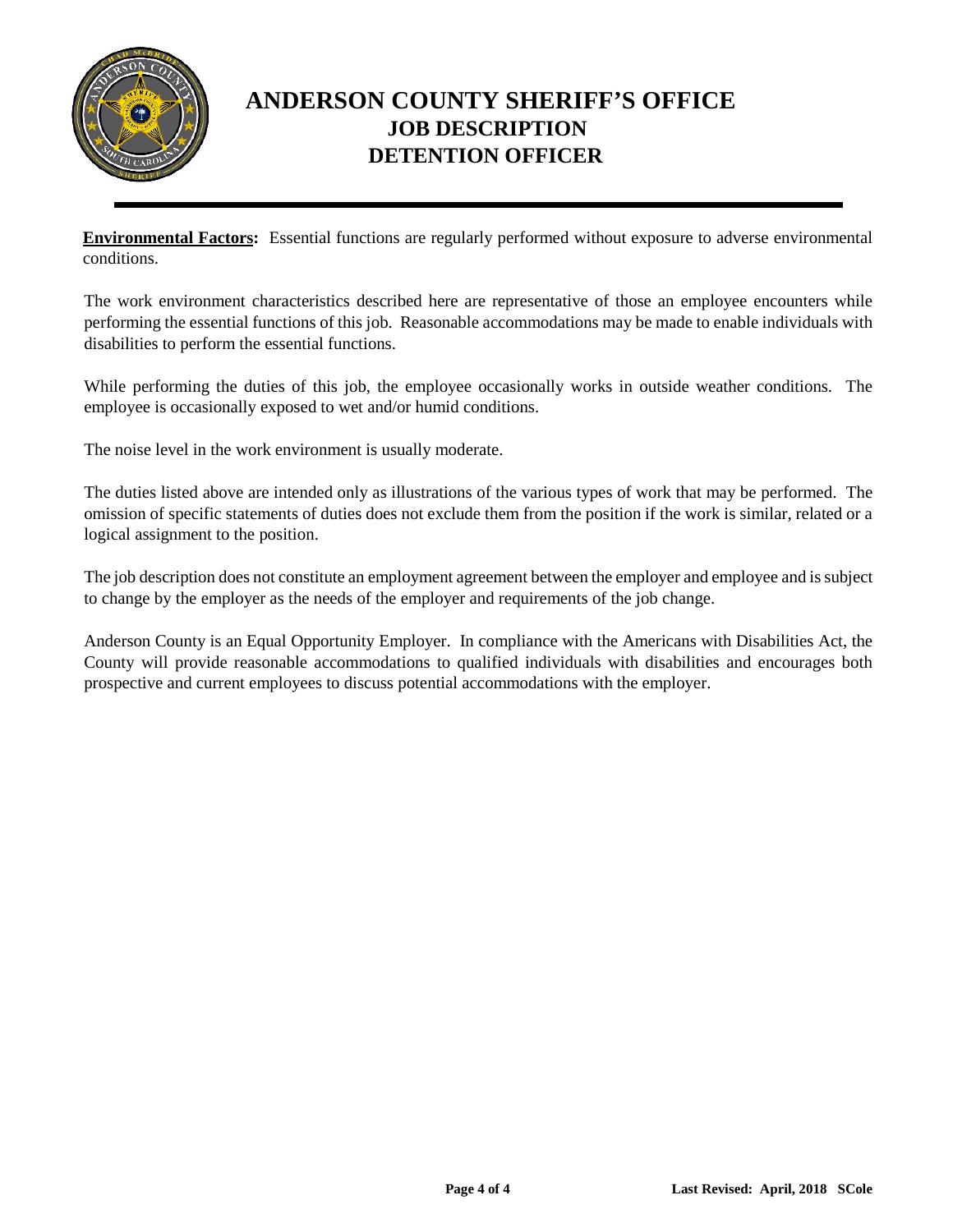**Environmental Factors:** Essential functions are regularly performed without exposure to adverse environmental conditions.

The work environment characteristics described here are representative of those an employee encounters while performing the essential functions of this job. Reasonable accommodations may be made to enable individuals with disabilities to perform the essential functions.

While performing the duties of this job, the employee occasionally works in outside weather conditions. The employee is occasionally exposed to wet and/or humid conditions.

The noise level in the work environment is usually moderate.

The duties listed above are intended only as illustrations of the various types of work that may be performed. The omission of specific statements of duties does not exclude them from the position if the work is similar, related or a logical assignment to the position.

The job description does not constitute an employment agreement between the employer and employee and is subject to change by the employer as the needs of the employer and requirements of the job change.

Anderson County is an Equal Opportunity Employer. In compliance with the Americans with Disabilities Act, the County will provide reasonable accommodations to qualified individuals with disabilities and encourages both prospective and current employees to discuss potential accommodations with the employer.